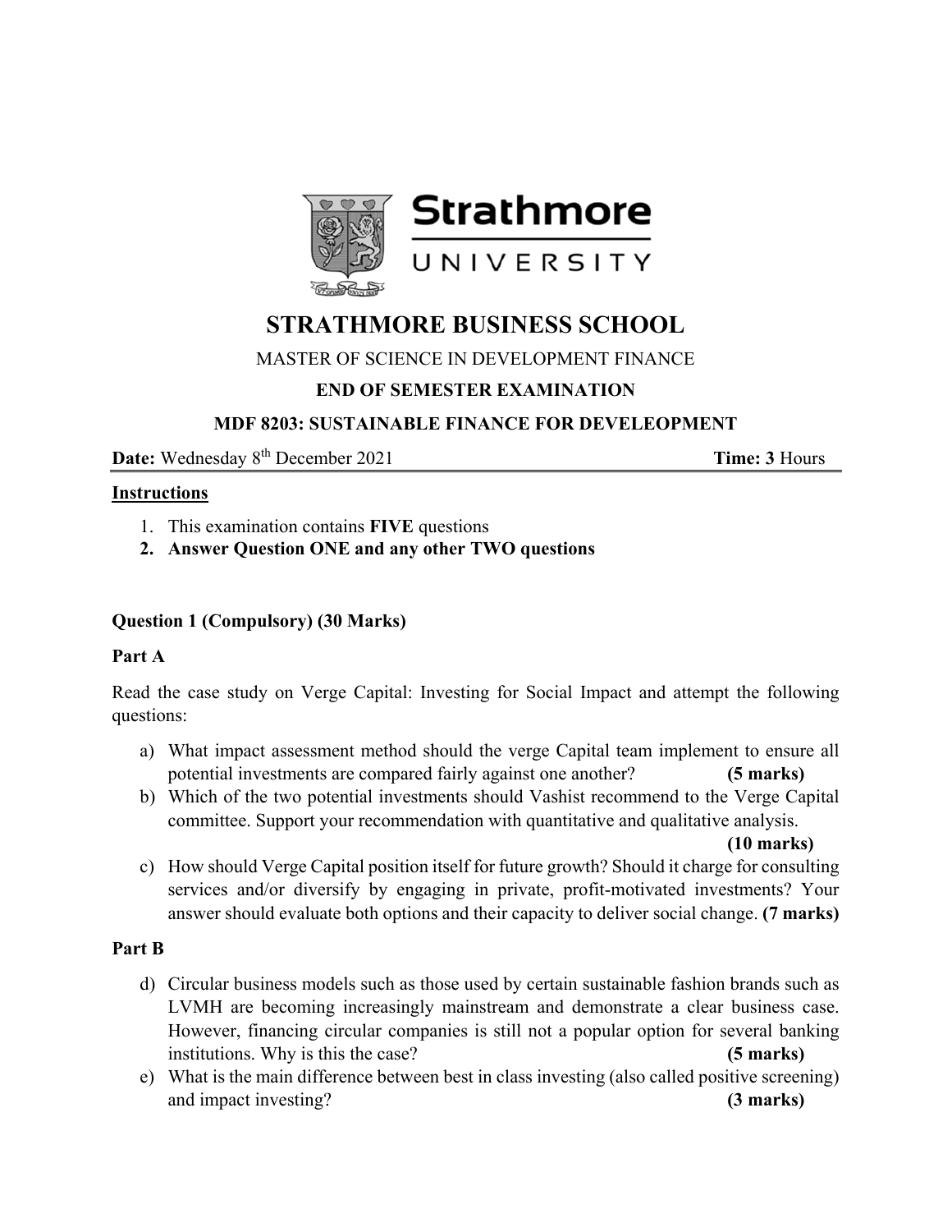# STRATHMORE BUSINESS SCHOOL

MASTER OF SCIENCE IN DEVELOPMENT FINANCE

**END OF SEMESTER EXAMINATION**

**MDF 8203: SUSTAINABLE FINANCE FOR DEVELEOPMENT**

**Date:** Wednesday 8th December 2021 **Time: 3** Hours

**Instructions**

1. This examination contains **FIVE** questions
2. **Answer Question ONE and any other TWO questions**

**Question 1 (Compulsory) (30 Marks)**

**Part A**

Read the case study on Verge Capital: Investing for Social Impact and attempt the following questions:

a) What impact assessment method should the verge Capital team implement to ensure all potential investments are compared fairly against one another? **(5 marks)**

b) Which of the two potential investments should Vashist recommend to the Verge Capital committee. Support your recommendation with quantitative and qualitative analysis. **(10 marks)**

c) How should Verge Capital position itself for future growth? Should it charge for consulting services and/or diversify by engaging in private, profit-motivated investments? Your answer should evaluate both options and their capacity to deliver social change. **(7 marks)**

**Part B**

d) Circular business models such as those used by certain sustainable fashion brands such as LVMH are becoming increasingly mainstream and demonstrate a clear business case. However, financing circular companies is still not a popular option for several banking institutions. Why is this the case? **(5 marks)**

e) What is the main difference between best in class investing (also called positive screening) and impact investing? **(3 marks)**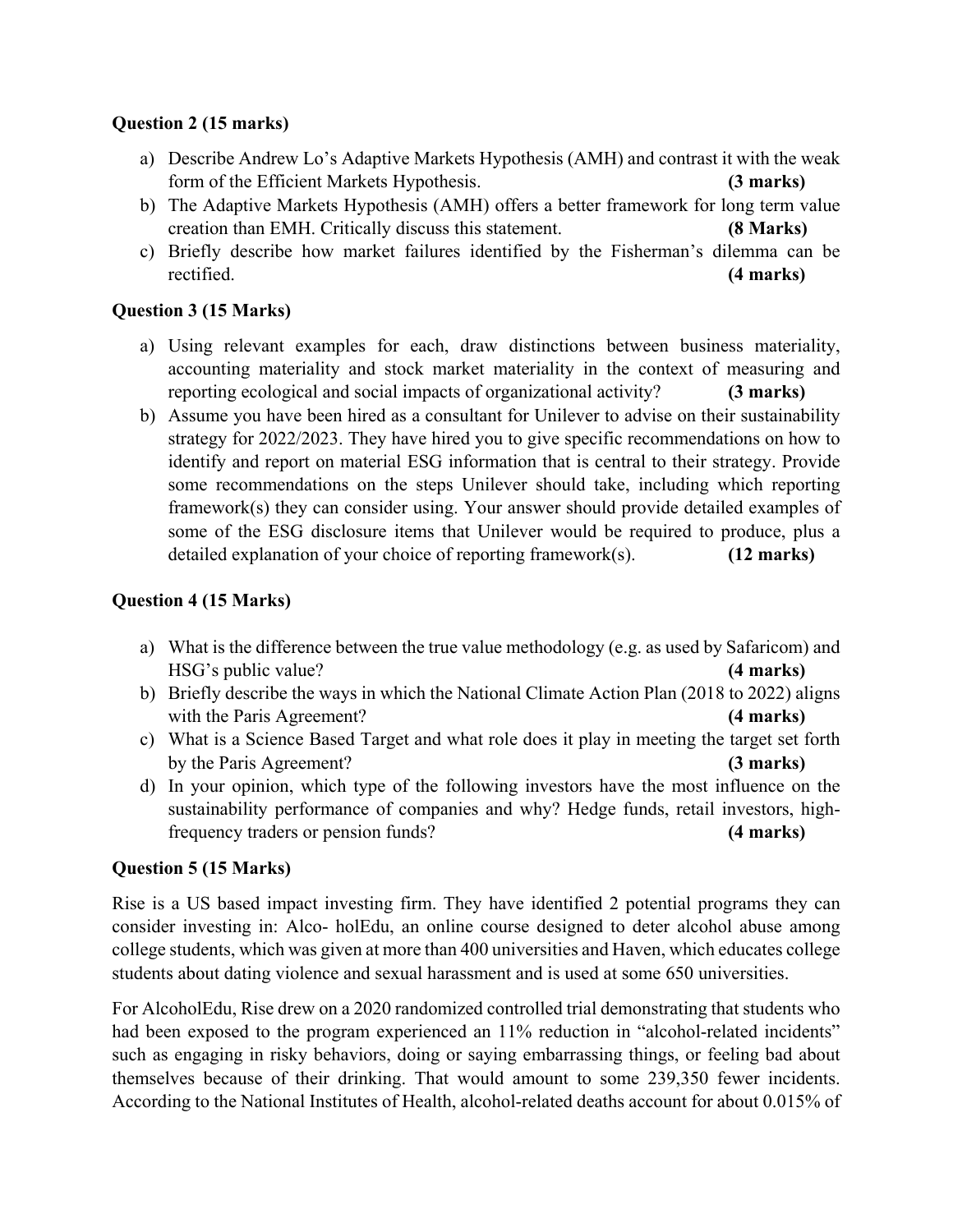**Question 2 (15 marks)**

a) Describe Andrew Lo's Adaptive Markets Hypothesis (AMH) and contrast it with the weak form of the Efficient Markets Hypothesis. **(3 marks)**

b) The Adaptive Markets Hypothesis (AMH) offers a better framework for long term value creation than EMH. Critically discuss this statement. **(8 Marks)**

c) Briefly describe how market failures identified by the Fisherman's dilemma can be rectified. **(4 marks)**

**Question 3 (15 Marks)**

a) Using relevant examples for each, draw distinctions between business materiality, accounting materiality and stock market materiality in the context of measuring and reporting ecological and social impacts of organizational activity? **(3 marks)**

b) Assume you have been hired as a consultant for Unilever to advise on their sustainability strategy for 2022/2023. They have hired you to give specific recommendations on how to identify and report on material ESG information that is central to their strategy. Provide some recommendations on the steps Unilever should take, including which reporting framework(s) they can consider using. Your answer should provide detailed examples of some of the ESG disclosure items that Unilever would be required to produce, plus a detailed explanation of your choice of reporting framework(s). **(12 marks)**

**Question 4 (15 Marks)**

a) What is the difference between the true value methodology (e.g. as used by Safaricom) and HSG's public value? **(4 marks)**

b) Briefly describe the ways in which the National Climate Action Plan (2018 to 2022) aligns with the Paris Agreement? **(4 marks)**

c) What is a Science Based Target and what role does it play in meeting the target set forth by the Paris Agreement? **(3 marks)**

d) In your opinion, which type of the following investors have the most influence on the sustainability performance of companies and why? Hedge funds, retail investors, high-frequency traders or pension funds? **(4 marks)**

**Question 5 (15 Marks)**

Rise is a US based impact investing firm. They have identified 2 potential programs they can consider investing in: Alco- holEdu, an online course designed to deter alcohol abuse among college students, which was given at more than 400 universities and Haven, which educates college students about dating violence and sexual harassment and is used at some 650 universities.

For AlcoholEdu, Rise drew on a 2020 randomized controlled trial demonstrating that students who had been exposed to the program experienced an 11% reduction in "alcohol-related incidents" such as engaging in risky behaviors, doing or saying embarrassing things, or feeling bad about themselves because of their drinking. That would amount to some 239,350 fewer incidents. According to the National Institutes of Health, alcohol-related deaths account for about 0.015% of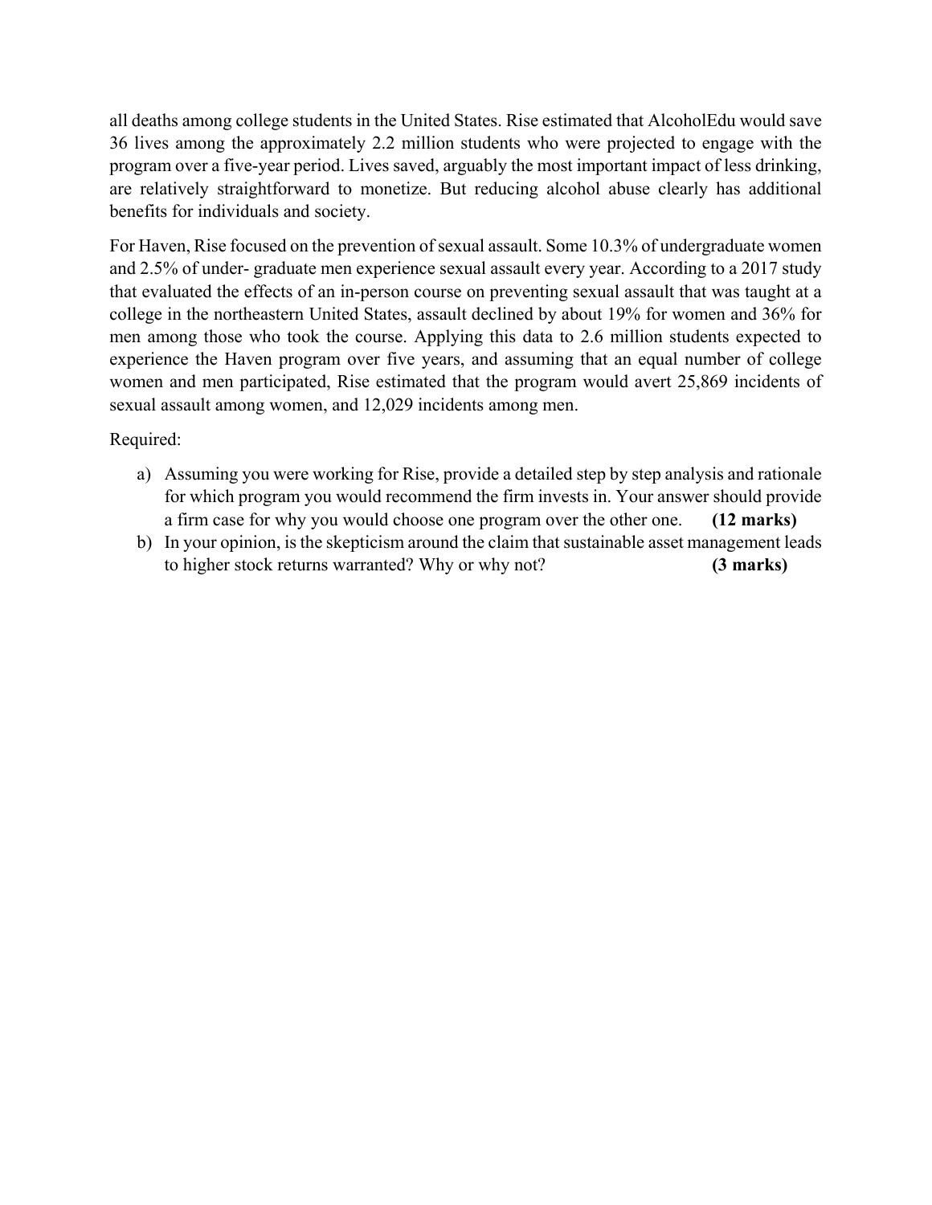all deaths among college students in the United States. Rise estimated that AlcoholEdu would save 36 lives among the approximately 2.2 million students who were projected to engage with the program over a five-year period. Lives saved, arguably the most important impact of less drinking, are relatively straightforward to monetize. But reducing alcohol abuse clearly has additional benefits for individuals and society.

For Haven, Rise focused on the prevention of sexual assault. Some 10.3% of undergraduate women and 2.5% of under- graduate men experience sexual assault every year. According to a 2017 study that evaluated the effects of an in-person course on preventing sexual assault that was taught at a college in the northeastern United States, assault declined by about 19% for women and 36% for men among those who took the course. Applying this data to 2.6 million students expected to experience the Haven program over five years, and assuming that an equal number of college women and men participated, Rise estimated that the program would avert 25,869 incidents of sexual assault among women, and 12,029 incidents among men.

Required:

a) Assuming you were working for Rise, provide a detailed step by step analysis and rationale for which program you would recommend the firm invests in. Your answer should provide a firm case for why you would choose one program over the other one. **(12 marks)**

b) In your opinion, is the skepticism around the claim that sustainable asset management leads to higher stock returns warranted? Why or why not? **(3 marks)**